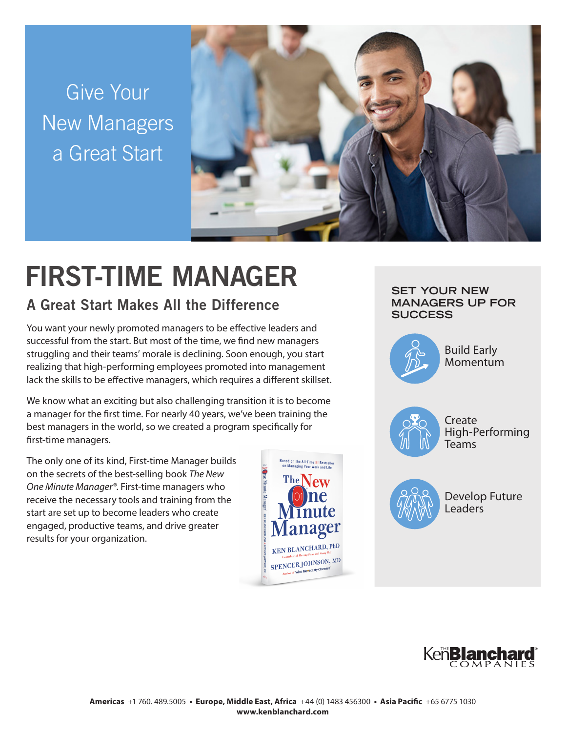Give Your New Managers a Great Start

# FIRST-TIME MANAGER

## A Great Start Makes All the Difference

You want your newly promoted managers to be effective leaders and successful from the start. But most of the time, we find new managers struggling and their teams' morale is declining. Soon enough, you start realizing that high-performing employees promoted into management lack the skills to be effective managers, which requires a different skillset.

We know what an exciting but also challenging transition it is to become a manager for the first time. For nearly 40 years, we've been training the best managers in the world, so we created a program specifically for first-time managers.

The only one of its kind, First-time Manager builds on the secrets of the best-selling book *The New One Minute Manager®*. First-time managers who receive the necessary tools and training from the start are set up to become leaders who create engaged, productive teams, and drive greater results for your organization.

### SET YOUR NEW MANAGERS UP FOR SUCCESS

- Build Early Momentum
- Create High-Performing Teams
- Develop Future Leaders

**Americas** +1 760. 489.5005 • **Europe, Middle East, Africa** +44 (0) 1483 456300 • **Asia Pacific** +65 6775 1030
**www.kenblanchard.com**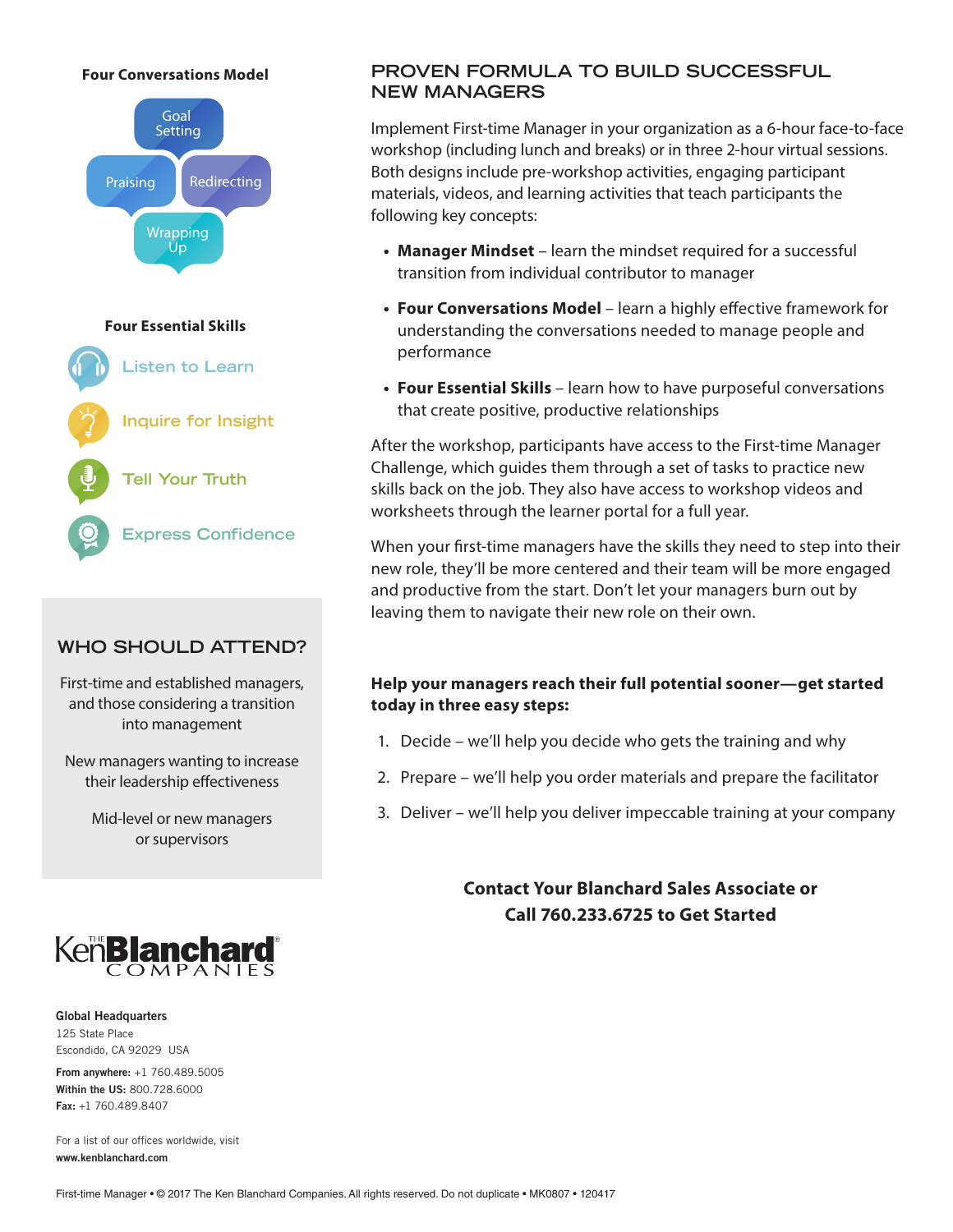**Four Conversations Model**

Goal Setting

Praising

Redirecting

Wrapping Up

**Four Essential Skills**

Listen to Learn

Inquire for Insight

Tell Your Truth

Express Confidence

## WHO SHOULD ATTEND?

First-time and established managers, and those considering a transition into management

New managers wanting to increase their leadership effectiveness

Mid-level or new managers or supervisors

## PROVEN FORMULA TO BUILD SUCCESSFUL NEW MANAGERS

Implement First-time Manager in your organization as a 6-hour face-to-face workshop (including lunch and breaks) or in three 2-hour virtual sessions. Both designs include pre-workshop activities, engaging participant materials, videos, and learning activities that teach participants the following key concepts:

- **Manager Mindset** – learn the mindset required for a successful transition from individual contributor to manager
- **Four Conversations Model** – learn a highly effective framework for understanding the conversations needed to manage people and performance
- **Four Essential Skills** – learn how to have purposeful conversations that create positive, productive relationships

After the workshop, participants have access to the First-time Manager Challenge, which guides them through a set of tasks to practice new skills back on the job. They also have access to workshop videos and worksheets through the learner portal for a full year.

When your first-time managers have the skills they need to step into their new role, they'll be more centered and their team will be more engaged and productive from the start. Don't let your managers burn out by leaving them to navigate their new role on their own.

**Help your managers reach their full potential sooner—get started today in three easy steps:**

1. Decide – we'll help you decide who gets the training and why
2. Prepare – we'll help you order materials and prepare the facilitator
3. Deliver – we'll help you deliver impeccable training at your company

**Contact Your Blanchard Sales Associate or Call 760.233.6725 to Get Started**

The Ken Blanchard Companies

**Global Headquarters**
125 State Place
Escondido, CA 92029 USA

**From anywhere:** +1 760.489.5005
**Within the US:** 800.728.6000
**Fax:** +1 760.489.8407

For a list of our offices worldwide, visit
**www.kenblanchard.com**

First-time Manager • © 2017 The Ken Blanchard Companies. All rights reserved. Do not duplicate • MK0807 • 120417